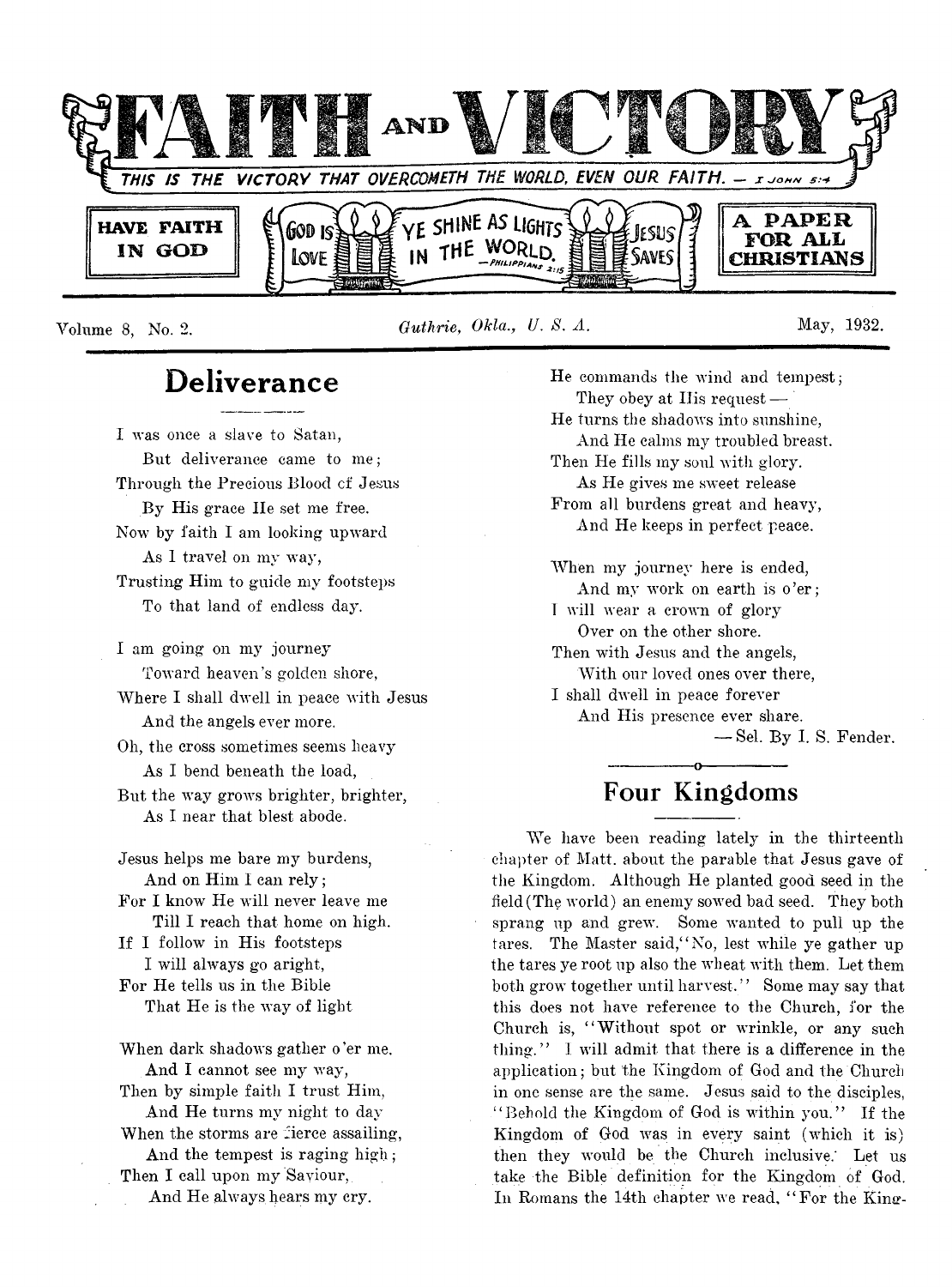# FAITH AND VICTORY

THIS IS THE VICTORY THAT OVERCOMETH THE WORLD, EVEN OUR FAITH. — I JOHN 5:4

HAVE FAITH IN GOD

GOD IS LOVE — YE SHINE AS LIGHTS IN THE WORLD. —PHILIPPIANS 2:15 — JESUS SAVES

A PAPER FOR ALL CHRISTIANS

Volume 8, No. 2. *Guthrie, Okla., U. S. A.* May, 1932.

## Deliverance

I was once a slave to Satan,
But deliverance came to me;
Through the Precious Blood of Jesus
By His grace He set me free.
Now by faith I am looking upward
As I travel on my way,
Trusting Him to guide my footsteps
To that land of endless day.

I am going on my journey
Toward heaven's golden shore,
Where I shall dwell in peace with Jesus
And the angels ever more.
Oh, the cross sometimes seems heavy
As I bend beneath the load,
But the way grows brighter, brighter,
As I near that blest abode.

Jesus helps me bare my burdens,
And on Him I can rely;
For I know He will never leave me
Till I reach that home on high.
If I follow in His footsteps
I will always go aright,
For He tells us in the Bible
That He is the way of light

When dark shadows gather o'er me.
And I cannot see my way,
Then by simple faith I trust Him,
And He turns my night to day
When the storms are fierce assailing,
And the tempest is raging high;
Then I call upon my Saviour,
And He always hears my cry.

He commands the wind and tempest;
They obey at His request —
He turns the shadows into sunshine,
And He calms my troubled breast.
Then He fills my soul with glory.
As He gives me sweet release
From all burdens great and heavy,
And He keeps in perfect peace.

When my journey here is ended,
And my work on earth is o'er;
I will wear a crown of glory
Over on the other shore.
Then with Jesus and the angels,
With our loved ones over there,
I shall dwell in peace forever
And His presence ever share.

— Sel. By I. S. Fender.

## Four Kingdoms

We have been reading lately in the thirteenth chapter of Matt. about the parable that Jesus gave of the Kingdom. Although He planted good seed in the field (The world) an enemy sowed bad seed. They both sprang up and grew. Some wanted to pull up the tares. The Master said, "No, lest while ye gather up the tares ye root up also the wheat with them. Let them both grow together until harvest." Some may say that this does not have reference to the Church, for the Church is, "Without spot or wrinkle, or any such thing." I will admit that there is a difference in the application; but the Kingdom of God and the Church in one sense are the same. Jesus said to the disciples, "Behold the Kingdom of God is within you." If the Kingdom of God was in every saint (which it is) then they would be the Church inclusive. Let us take the Bible definition for the Kingdom of God. In Romans the 14th chapter we read, "For the King-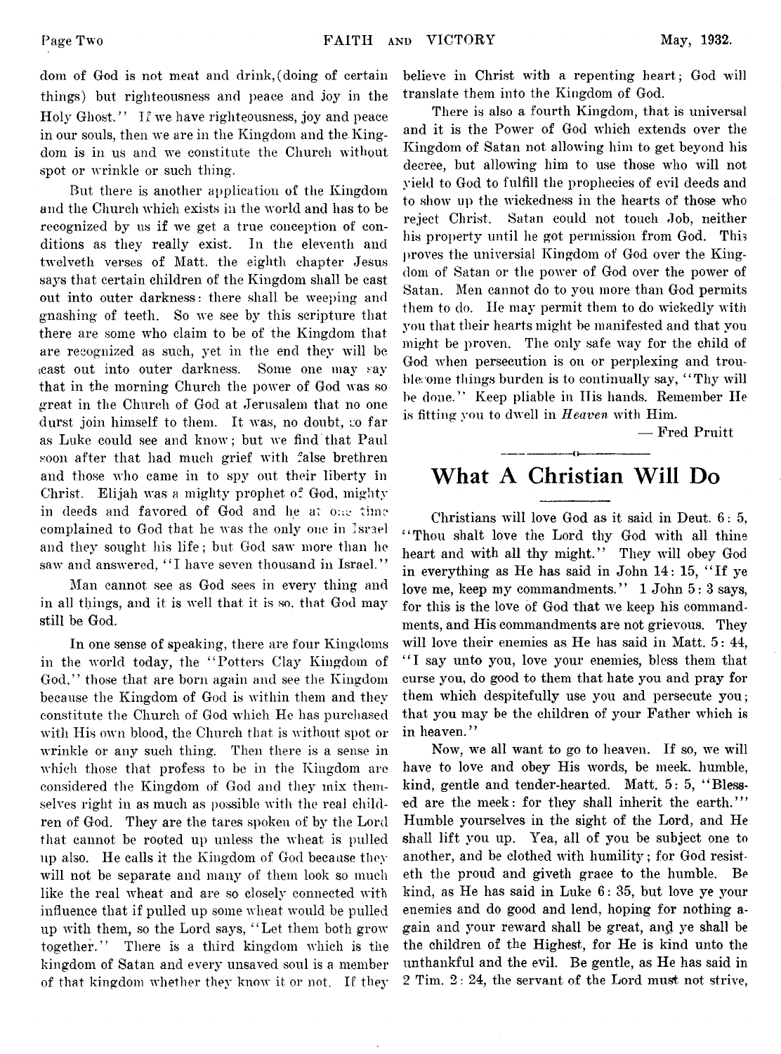dom of God is not meat and drink,(doing of certain things) but righteousness and peace and joy in the Holy Ghost." If we have righteousness, joy and peace in our souls, then we are in the Kingdom and the Kingdom is in us and we constitute the Church without spot or wrinkle or such thing.

But there is another application of the Kingdom and the Church which exists in the world and has to be recognized by us if we get a true conception of conditions as they really exist. In the eleventh and twelveth verses of Matt. the eighth chapter Jesus says that certain children of the Kingdom shall be cast out into outer darkness: there shall be weeping and gnashing of teeth. So we see by this scripture that there are some who claim to be of the Kingdom that are recognized as such, yet in the end they will be cast out into outer darkness. Some one may say that in the morning Church the power of God was so great in the Church of God at Jerusalem that no one durst join himself to them. It was, no doubt, so far as Luke could see and know; but we find that Paul soon after that had much grief with false brethren and those who came in to spy out their liberty in Christ. Elijah was a mighty prophet of God, mighty in deeds and favored of God and he at one time complained to God that he was the only one in Israel and they sought his life; but God saw more than he saw and answered, "I have seven thousand in Israel."

Man cannot see as God sees in every thing and in all things, and it is well that it is so, that God may still be God.

In one sense of speaking, there are four Kingdoms in the world today, the "Potters Clay Kingdom of God," those that are born again and see the Kingdom because the Kingdom of God is within them and they constitute the Church of God which He has purchased with His own blood, the Church that is without spot or wrinkle or any such thing. Then there is a sense in which those that profess to be in the Kingdom are considered the Kingdom of God and they mix themselves right in as much as possible with the real children of God. They are the tares spoken of by the Lord that cannot be rooted up unless the wheat is pulled up also. He calls it the Kingdom of God because they will not be separate and many of them look so much like the real wheat and are so closely connected with influence that if pulled up some wheat would be pulled up with them, so the Lord says, "Let them both grow together." There is a third kingdom which is the kingdom of Satan and every unsaved soul is a member of that kingdom whether they know it or not. If they believe in Christ with a repenting heart; God will translate them into the Kingdom of God.

There is also a fourth Kingdom, that is universal and it is the Power of God which extends over the Kingdom of Satan not allowing him to get beyond his decree, but allowing him to use those who will not yield to God to fulfill the prophecies of evil deeds and to show up the wickedness in the hearts of those who reject Christ. Satan could not touch Job, neither his property until he got permission from God. This proves the universial Kingdom of God over the Kingdom of Satan or the power of God over the power of Satan. Men cannot do to you more than God permits them to do. He may permit them to do wickedly with you that their hearts might be manifested and that you might be proven. The only safe way for the child of God when persecution is on or perplexing and troublesome things burden is to continually say, "Thy will be done." Keep pliable in His hands. Remember He is fitting you to dwell in *Heaven* with Him.

— Fred Pruitt

## What A Christian Will Do

Christians will love God as it said in Deut. 6: 5, "Thou shalt love the Lord thy God with all thine heart and with all thy might." They will obey God in everything as He has said in John 14: 15, "If ye love me, keep my commandments." 1 John 5: 3 says, for this is the love of God that we keep his commandments, and His commandments are not grievous. They will love their enemies as He has said in Matt. 5: 44, "I say unto you, love your enemies, bless them that curse you, do good to them that hate you and pray for them which despitefully use you and persecute you; that you may be the children of your Father which is in heaven."

Now, we all want to go to heaven. If so, we will have to love and obey His words, be meek, humble, kind, gentle and tender-hearted. Matt. 5: 5, "Blessed are the meek: for they shall inherit the earth."' Humble yourselves in the sight of the Lord, and He shall lift you up. Yea, all of you be subject one to another, and be clothed with humility; for God resisteth the proud and giveth grace to the humble. Be kind, as He has said in Luke 6: 35, but love ye your enemies and do good and lend, hoping for nothing again and your reward shall be great, and ye shall be the children of the Highest, for He is kind unto the unthankful and the evil. Be gentle, as He has said in 2 Tim. 2: 24, the servant of the Lord must not strive,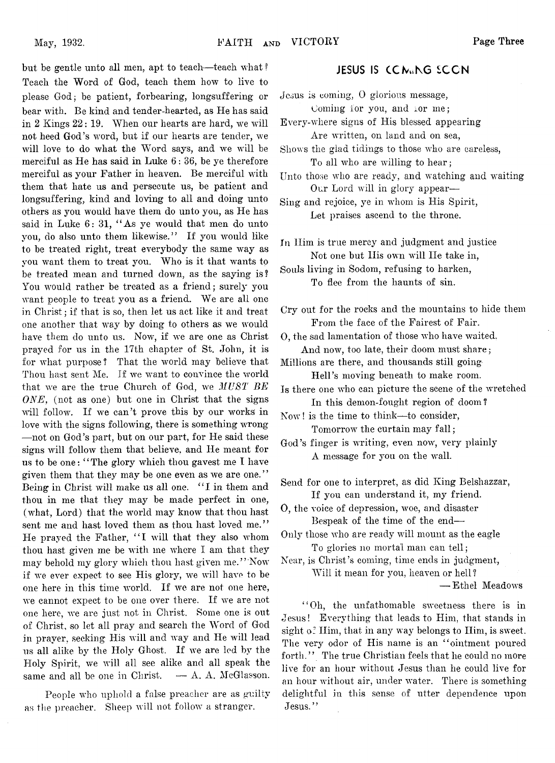but be gentle unto all men, apt to teach—teach what? Teach the Word of God, teach them how to live to please God; be patient, forbearing, longsuffering or bear with. Be kind and tender-hearted, as He has said in 2 Kings 22: 19. When our hearts are hard, we will not heed God's word, but if our hearts are tender, we will love to do what the Word says, and we will be merciful as He has said in Luke 6: 36, be ye therefore merciful as your Father in heaven. Be merciful with them that hate us and persecute us, be patient and longsuffering, kind and loving to all and doing unto others as you would have them do unto you, as He has said in Luke 6: 31, "As ye would that men do unto you, do also unto them likewise." If you would like to be treated right, treat everybody the same way as you want them to treat you. Who is it that wants to be treated mean and turned down, as the saying is? You would rather be treated as a friend; surely you want people to treat you as a friend. We are all one in Christ; if that is so, then let us act like it and treat one another that way by doing to others as we would have them do unto us. Now, if we are one as Christ prayed for us in the 17th chapter of St. John, it is for what purpose? That the world may believe that Thou hast sent Me. If we want to convince the world that we are the true Church of God, we *MUST BE ONE,* (not as one) but one in Christ that the signs will follow. If we can't prove this by our works in love with the signs following, there is something wrong —not on God's part, but on our part, for He said these signs will follow them that believe, and He meant for us to be one: "The glory which thou gavest me I have given them that they may be one even as we are one." Being in Christ will make us all one. "I in them and thou in me that they may be made perfect in one, (what, Lord) that the world may know that thou hast sent me and hast loved them as thou hast loved me." He prayed the Father, "I will that they also whom thou hast given me be with me where I am that they may behold my glory which thou hast given me." Now if we ever expect to see His glory, we will have to be one here in this time world. If we are not one here, we cannot expect to be one over there. If we are not one here, we are just not in Christ. Some one is out of Christ, so let all pray and search the Word of God in prayer, seeking His will and way and He will lead us all alike by the Holy Ghost. If we are led by the Holy Spirit, we will all see alike and all speak the same and all be one in Christ. — A. A. McGlasson.

People who uphold a false preacher are as guilty as the preacher. Sheep will not follow a stranger.

## JESUS IS COMING SOON

Jesus is coming, O glorious message,
Coming for you, and for me;
Every-where signs of His blessed appearing
Are written, on land and on sea,
Shows the glad tidings to those who are careless,
To all who are willing to hear;
Unto those who are ready, and watching and waiting
Our Lord will in glory appear—
Sing and rejoice, ye in whom is His Spirit,
Let praises ascend to the throne.

In Him is true mercy and judgment and justice
Not one but His own will He take in,
Souls living in Sodom, refusing to harken,
To flee from the haunts of sin.

Cry out for the rocks and the mountains to hide them
From the face of the Fairest of Fair.
O, the sad lamentation of those who have waited,
And now, too late, their doom must share;
Millions are there, and thousands still going
Hell's moving beneath to make room.
Is there one who can picture the scene of the wretched
In this demon-fought region of doom?
Now! is the time to think—to consider,
Tomorrow the curtain may fall;
God's finger is writing, even now, very plainly
A message for you on the wall.

Send for one to interpret, as did King Belshazzar,
If you can understand it, my friend.
O, the voice of depression, woe, and disaster
Bespeak of the time of the end—
Only those who are ready will mount as the eagle
To glories no mortal man can tell;
Near, is Christ's coming, time ends in judgment,
Will it mean for you, heaven or hell?

— Ethel Meadows

"Oh, the unfathomable sweetness there is in Jesus! Everything that leads to Him, that stands in sight of Him, that in any way belongs to Him, is sweet. The very odor of His name is an "ointment poured forth." The true Christian feels that he could no more live for an hour without Jesus than he could live for an hour without air, under water. There is something delightful in this sense of utter dependence upon Jesus."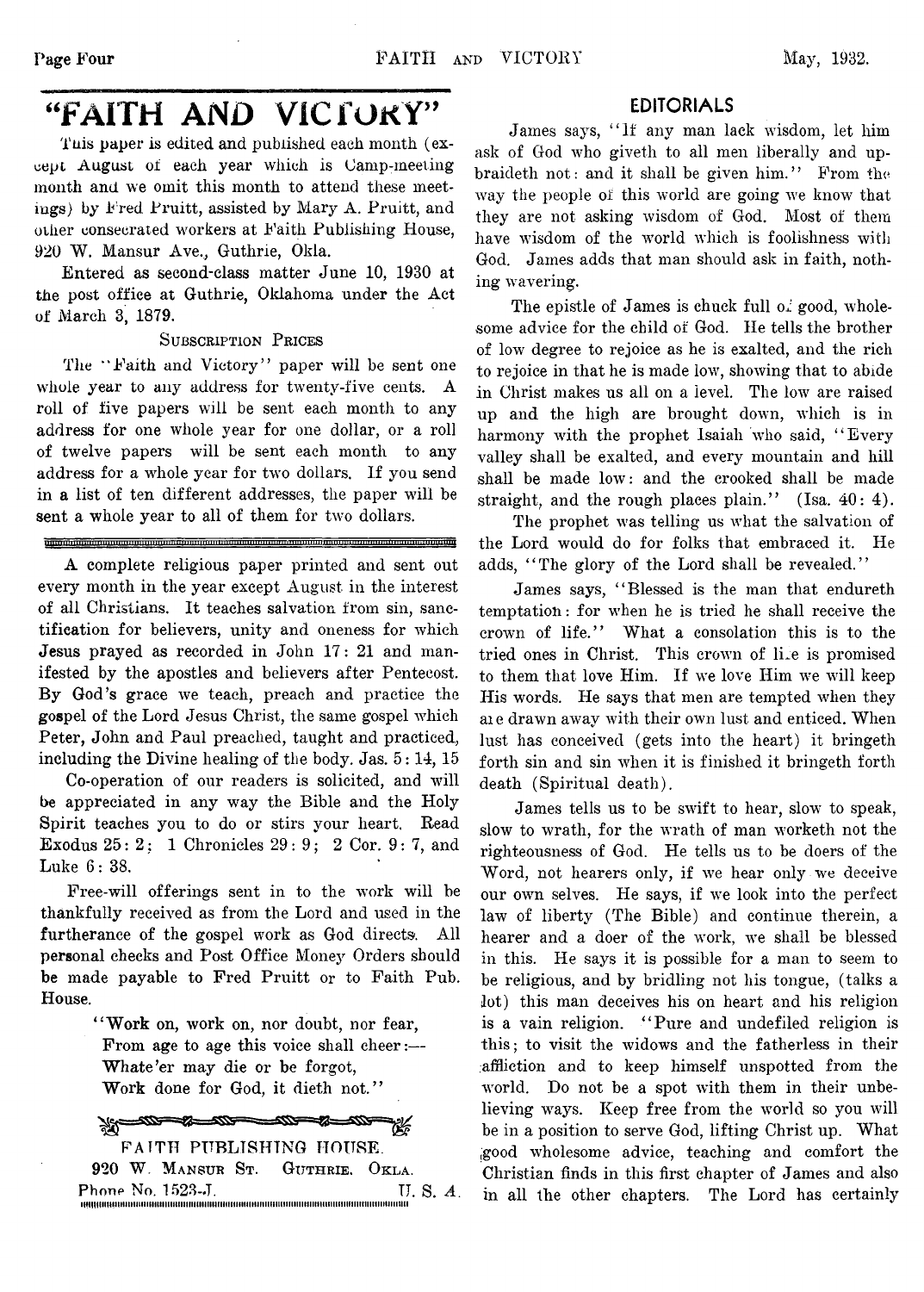# "FAITH AND VICTORY"

This paper is edited and published each month (except August of each year which is Camp-meeting month and we omit this month to attend these meetings) by Fred Pruitt, assisted by Mary A. Pruitt, and other consecrated workers at Faith Publishing House, 920 W. Mansur Ave., Guthrie, Okla.

Entered as second-class matter June 10, 1930 at the post office at Guthrie, Oklahoma under the Act of March 3, 1879.

SUBSCRIPTION PRICES

The "Faith and Victory" paper will be sent one whole year to any address for twenty-five cents. A roll of five papers will be sent each month to any address for one whole year for one dollar, or a roll of twelve papers will be sent each month to any address for a whole year for two dollars. If you send in a list of ten different addresses, the paper will be sent a whole year to all of them for two dollars.

A complete religious paper printed and sent out every month in the year except August in the interest of all Christians. It teaches salvation from sin, sanctification for believers, unity and oneness for which Jesus prayed as recorded in John 17: 21 and manifested by the apostles and believers after Pentecost. By God's grace we teach, preach and practice the gospel of the Lord Jesus Christ, the same gospel which Peter, John and Paul preached, taught and practiced, including the Divine healing of the body. Jas. 5: 14, 15

Co-operation of our readers is solicited, and will be appreciated in any way the Bible and the Holy Spirit teaches you to do or stirs your heart. Read Exodus 25: 2; 1 Chronicles 29: 9; 2 Cor. 9: 7, and Luke 6: 38.

Free-will offerings sent in to the work will be thankfully received as from the Lord and used in the furtherance of the gospel work as God directs. All personal checks and Post Office Money Orders should be made payable to Fred Pruitt or to Faith Pub. House.

> "Work on, work on, nor doubt, nor fear,
> From age to age this voice shall cheer:—
> Whate'er may die or be forgot,
> Work done for God, it dieth not."

FAITH PUBLISHING HOUSE.
920 W. MANSUR ST. GUTHRIE. OKLA.
Phone No. 1523-J. U. S. A.

## EDITORIALS

James says, "If any man lack wisdom, let him ask of God who giveth to all men liberally and upbraideth not: and it shall be given him." From the way the people of this world are going we know that they are not asking wisdom of God. Most of them have wisdom of the world which is foolishness with God. James adds that man should ask in faith, nothing wavering.

The epistle of James is chuck full of good, wholesome advice for the child of God. He tells the brother of low degree to rejoice as he is exalted, and the rich to rejoice in that he is made low, showing that to abide in Christ makes us all on a level. The low are raised up and the high are brought down, which is in harmony with the prophet Isaiah who said, "Every valley shall be exalted, and every mountain and hill shall be made low: and the crooked shall be made straight, and the rough places plain." (Isa. 40: 4).

The prophet was telling us what the salvation of the Lord would do for folks that embraced it. He adds, "The glory of the Lord shall be revealed."

James says, "Blessed is the man that endureth temptation: for when he is tried he shall receive the crown of life." What a consolation this is to the tried ones in Christ. This crown of life is promised to them that love Him. If we love Him we will keep His words. He says that men are tempted when they are drawn away with their own lust and enticed. When lust has conceived (gets into the heart) it bringeth forth sin and sin when it is finished it bringeth forth death (Spiritual death).

James tells us to be swift to hear, slow to speak, slow to wrath, for the wrath of man worketh not the righteousness of God. He tells us to be doers of the Word, not hearers only, if we hear only we deceive our own selves. He says, if we look into the perfect law of liberty (The Bible) and continue therein, a hearer and a doer of the work, we shall be blessed in this. He says it is possible for a man to seem to be religious, and by bridling not his tongue, (talks a lot) this man deceives his on heart and his religion is a vain religion. "Pure and undefiled religion is this; to visit the widows and the fatherless in their affliction and to keep himself unspotted from the world. Do not be a spot with them in their unbelieving ways. Keep free from the world so you will be in a position to serve God, lifting Christ up. What good wholesome advice, teaching and comfort the Christian finds in this first chapter of James and also in all the other chapters. The Lord has certainly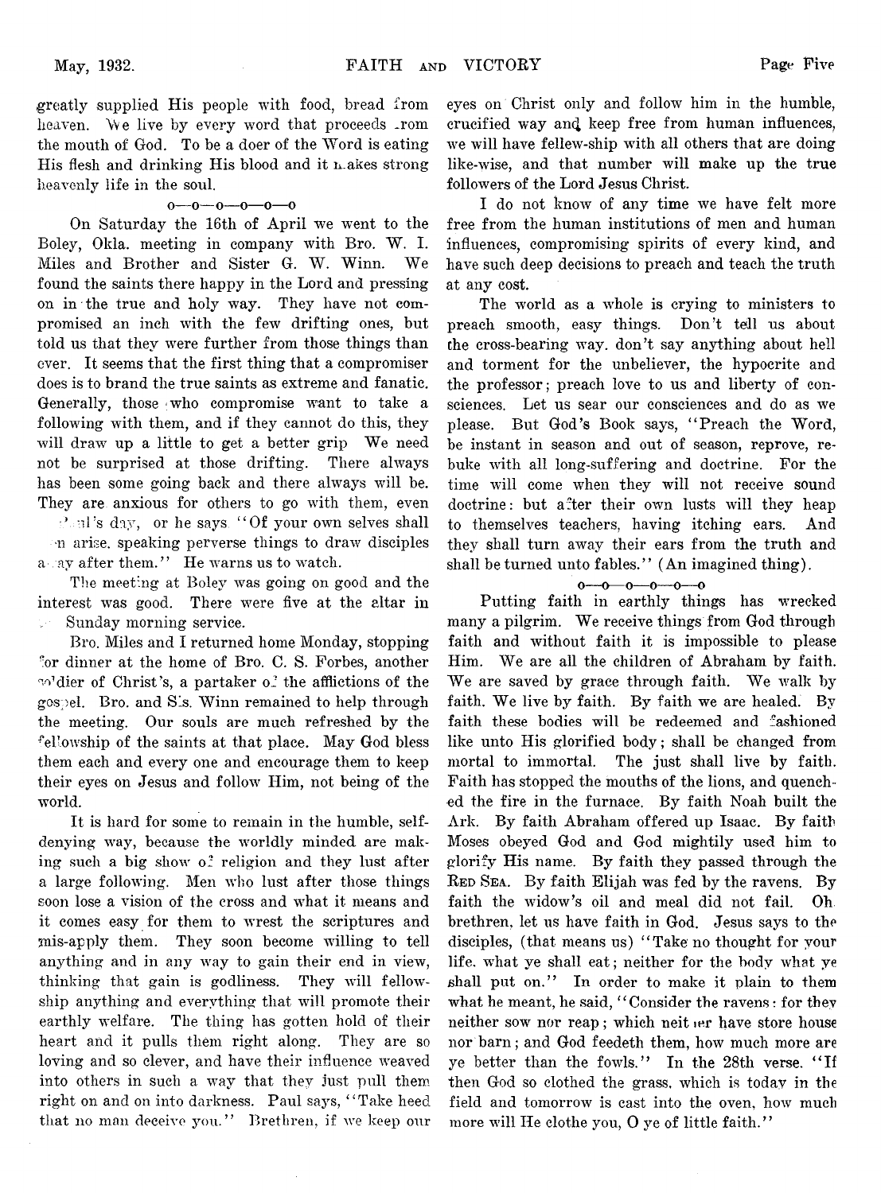greatly supplied His people with food, bread from heaven. We live by every word that proceeds from the mouth of God. To be a doer of the Word is eating His flesh and drinking His blood and it makes strong heavenly life in the soul.

o—o—o—o—o—o

On Saturday the 16th of April we went to the Boley, Okla. meeting in company with Bro. W. I. Miles and Brother and Sister G. W. Winn. We found the saints there happy in the Lord and pressing on in the true and holy way. They have not compromised an inch with the few drifting ones, but told us that they were further from those things than ever. It seems that the first thing that a compromiser does is to brand the true saints as extreme and fanatic. Generally, those who compromise want to take a following with them, and if they cannot do this, they will draw up a little to get a better grip We need not be surprised at those drifting. There always has been some going back and there always will be. They are anxious for others to go with them, even Paul's day, for he says "Of your own selves shall men arise, speaking perverse things to draw disciples away after them." He warns us to watch.

The meeting at Boley was going on good and the interest was good. There were five at the altar in the Sunday morning service.

Bro. Miles and I returned home Monday, stopping for dinner at the home of Bro. C. S. Forbes, another soldier of Christ's, a partaker of the afflictions of the gospel. Bro. and Sis. Winn remained to help through the meeting. Our souls are much refreshed by the fellowship of the saints at that place. May God bless them each and every one and encourage them to keep their eyes on Jesus and follow Him, not being of the world.

It is hard for some to remain in the humble, self-denying way, because the worldly minded are making such a big show of religion and they lust after a large following. Men who lust after those things soon lose a vision of the cross and what it means and it comes easy for them to wrest the scriptures and mis-apply them. They soon become willing to tell anything and in any way to gain their end in view, thinking that gain is godliness. They will fellowship anything and everything that will promote their earthly welfare. The thing has gotten hold of their heart and it pulls them right along. They are so loving and so clever, and have their influence weaved into others in such a way that they just pull them right on and on into darkness. Paul says, "Take heed that no man deceive you." Brethren, if we keep our eyes on Christ only and follow him in the humble, crucified way and keep free from human influences, we will have fellew-ship with all others that are doing like-wise, and that number will make up the true followers of the Lord Jesus Christ.

I do not know of any time we have felt more free from the human institutions of men and human influences, compromising spirits of every kind, and have such deep decisions to preach and teach the truth at any cost.

The world as a whole is crying to ministers to preach smooth, easy things. Don't tell us about the cross-bearing way. don't say anything about hell and torment for the unbeliever, the hypocrite and the professor; preach love to us and liberty of consciences. Let us sear our consciences and do as we please. But God's Book says, "Preach the Word, be instant in season and out of season, reprove, rebuke with all long-suffering and doctrine. For the time will come when they will not receive sound doctrine: but after their own lusts will they heap to themselves teachers, having itching ears. And they shall turn away their ears from the truth and shall be turned unto fables." (An imagined thing).

o—o—o—o—o—o

Putting faith in earthly things has wrecked many a pilgrim. We receive things from God through faith and without faith it is impossible to please Him. We are all the children of Abraham by faith. We are saved by grace through faith. We walk by faith. We live by faith. By faith we are healed. By faith these bodies will be redeemed and fashioned like unto His glorified body; shall be changed from mortal to immortal. The just shall live by faith. Faith has stopped the mouths of the lions, and quenched the fire in the furnace. By faith Noah built the Ark. By faith Abraham offered up Isaac. By faith Moses obeyed God and God mightily used him to glorify His name. By faith they passed through the RED SEA. By faith Elijah was fed by the ravens. By faith the widow's oil and meal did not fail. Oh brethren, let us have faith in God. Jesus says to the disciples, (that means us) "Take no thought for your life, what ye shall eat; neither for the body what ye shall put on." In order to make it plain to them what he meant, he said, "Consider the ravens: for they neither sow nor reap; which neither have store house nor barn; and God feedeth them, how much more are ye better than the fowls." In the 28th verse. "If then God so clothed the grass, which is today in the field and tomorrow is cast into the oven, how much more will He clothe you, O ye of little faith."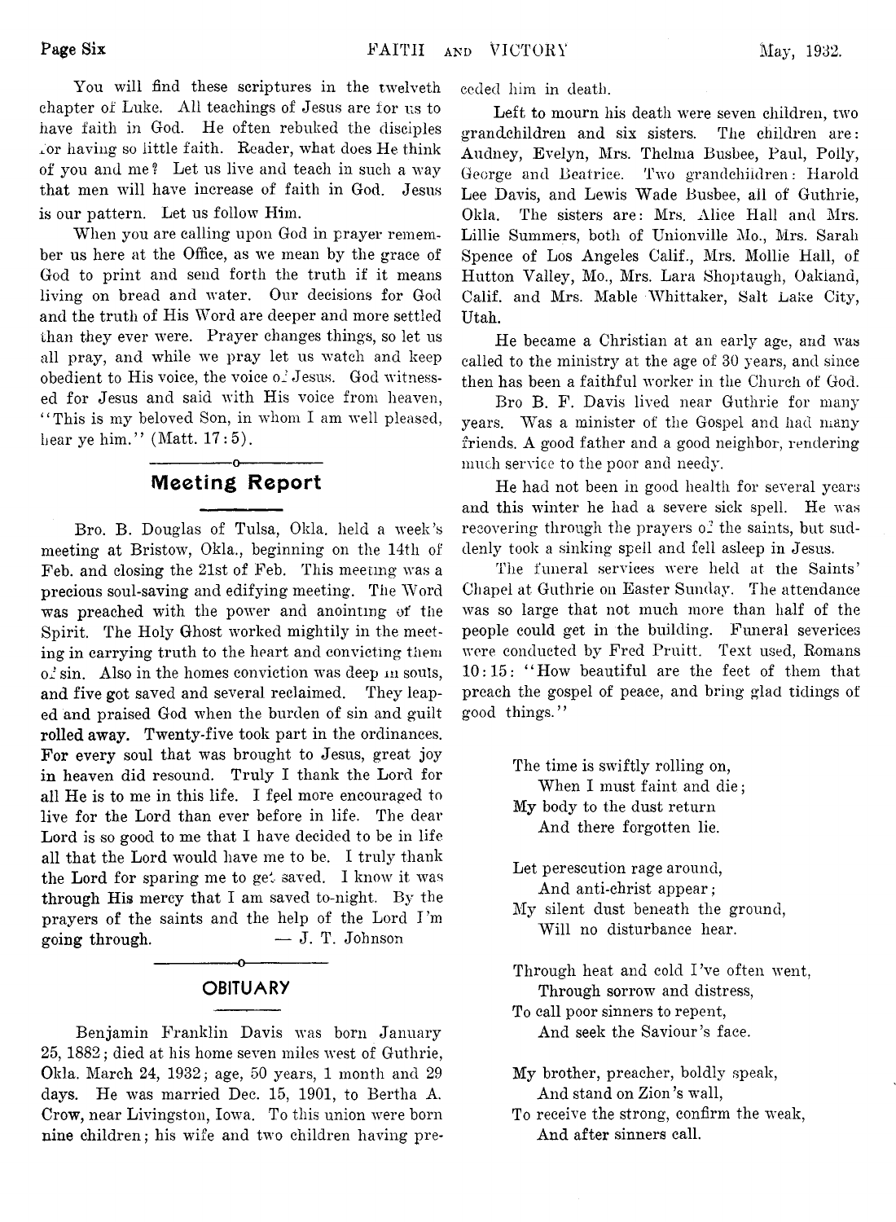You will find these scriptures in the twelveth chapter of Luke. All teachings of Jesus are for us to have faith in God. He often rebuked the disciples for having so little faith. Reader, what does He think of you and me? Let us live and teach in such a way that men will have increase of faith in God. Jesus is our pattern. Let us follow Him.

When you are calling upon God in prayer remember us here at the Office, as we mean by the grace of God to print and send forth the truth if it means living on bread and water. Our decisions for God and the truth of His Word are deeper and more settled than they ever were. Prayer changes things, so let us all pray, and while we pray let us watch and keep obedient to His voice, the voice of Jesus. God witnessed for Jesus and said with His voice from heaven, "This is my beloved Son, in whom I am well pleased, hear ye him." (Matt. 17:5).

## Meeting Report

Bro. B. Douglas of Tulsa, Okla. held a week's meeting at Bristow, Okla., beginning on the 14th of Feb. and closing the 21st of Feb. This meeting was a precious soul-saving and edifying meeting. The Word was preached with the power and anointing of the Spirit. The Holy Ghost worked mightily in the meeting in carrying truth to the heart and convicting them of sin. Also in the homes conviction was deep in souls, and five got saved and several reclaimed. They leaped and praised God when the burden of sin and guilt rolled away. Twenty-five took part in the ordinances. For every soul that was brought to Jesus, great joy in heaven did resound. Truly I thank the Lord for all He is to me in this life. I feel more encouraged to live for the Lord than ever before in life. The dear Lord is so good to me that I have decided to be in life all that the Lord would have me to be. I truly thank the Lord for sparing me to get saved. I know it was through His mercy that I am saved to-night. By the prayers of the saints and the help of the Lord I'm going through. — J. T. Johnson

## OBITUARY

Benjamin Franklin Davis was born January 25, 1882; died at his home seven miles west of Guthrie, Okla. March 24, 1932; age, 50 years, 1 month and 29 days. He was married Dec. 15, 1901, to Bertha A. Crow, near Livingston, Iowa. To this union were born nine children; his wife and two children having preceded him in death.

Left to mourn his death were seven children, two grandchildren and six sisters. The children are: Audney, Evelyn, Mrs. Thelma Busbee, Paul, Polly, George and Beatrice. Two grandchildren: Harold Lee Davis, and Lewis Wade Busbee, all of Guthrie, Okla. The sisters are: Mrs. Alice Hall and Mrs. Lillie Summers, both of Unionville Mo., Mrs. Sarah Spence of Los Angeles Calif., Mrs. Mollie Hall, of Hutton Valley, Mo., Mrs. Lara Shoptaugh, Oakland, Calif. and Mrs. Mable Whittaker, Salt Lake City, Utah.

He became a Christian at an early age, and was called to the ministry at the age of 30 years, and since then has been a faithful worker in the Church of God.

Bro B. F. Davis lived near Guthrie for many years. Was a minister of the Gospel and had many friends. A good father and a good neighbor, rendering much service to the poor and needy.

He had not been in good health for several years and this winter he had a severe sick spell. He was recovering through the prayers of the saints, but suddenly took a sinking spell and fell asleep in Jesus.

The funeral services were held at the Saints' Chapel at Guthrie on Easter Sunday. The attendance was so large that not much more than half of the people could get in the building. Funeral severices were conducted by Fred Pruitt. Text used, Romans 10:15: "How beautiful are the feet of them that preach the gospel of peace, and bring glad tidings of good things."

The time is swiftly rolling on,
  When I must faint and die;
My body to the dust return
  And there forgotten lie.

Let peresecution rage around,
  And anti-christ appear;
My silent dust beneath the ground,
  Will no disturbance hear.

Through heat and cold I've often went,
  Through sorrow and distress,
To call poor sinners to repent,
  And seek the Saviour's face.

My brother, preacher, boldly speak,
  And stand on Zion's wall,
To receive the strong, confirm the weak,
  And after sinners call.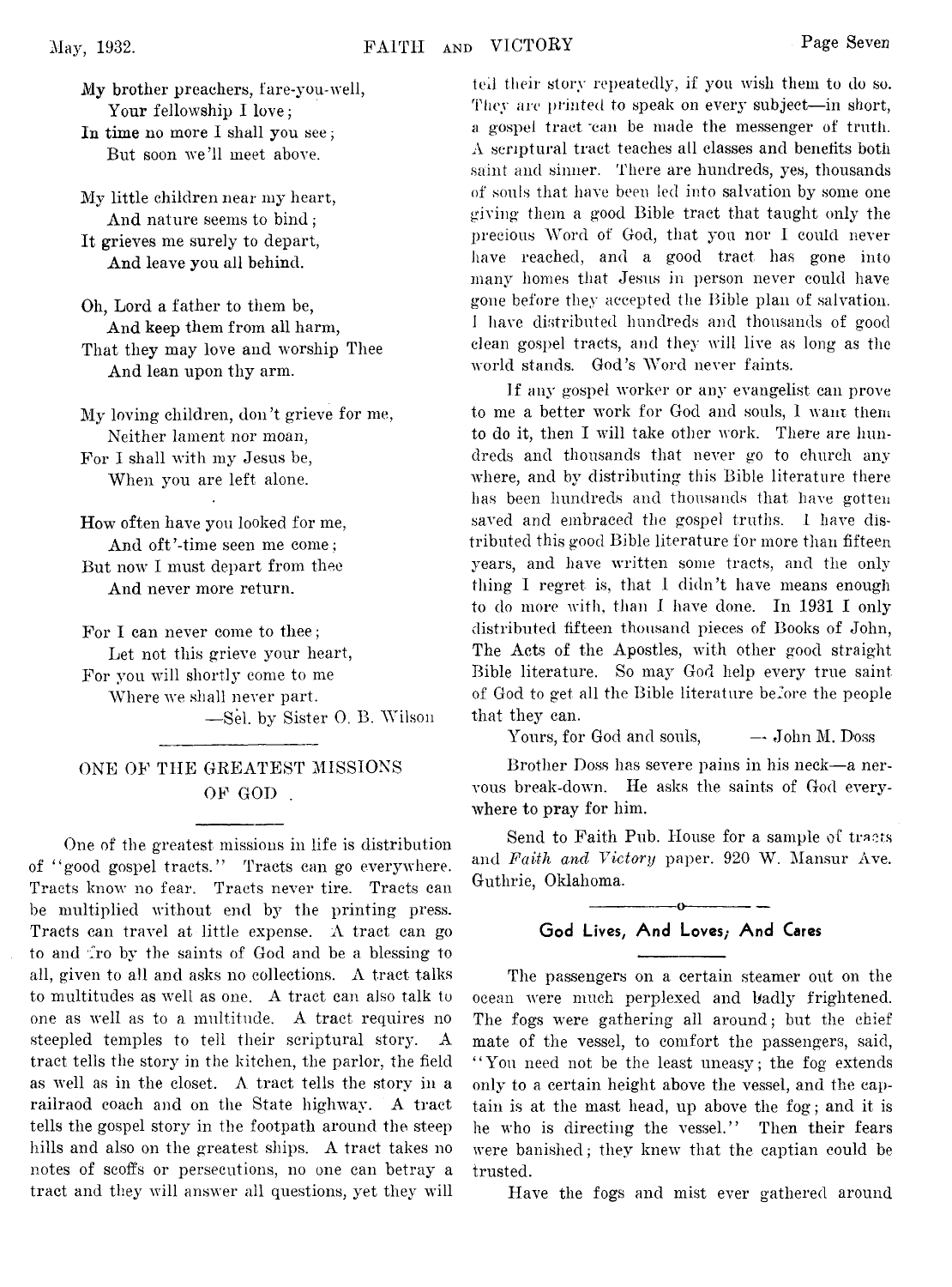My brother preachers, fare-you-well,
Your fellowship I love;
In time no more I shall you see;
But soon we'll meet above.

My little children near my heart,
And nature seems to bind;
It grieves me surely to depart,
And leave you all behind.

Oh, Lord a father to them be,
And keep them from all harm,
That they may love and worship Thee
And lean upon thy arm.

My loving children, don't grieve for me,
Neither lament nor moan,
For I shall with my Jesus be,
When you are left alone.

How often have you looked for me,
And oft'-time seen me come;
But now I must depart from thee
And never more return.

For I can never come to thee;
Let not this grieve your heart,
For you will shortly come to me
Where we shall never part.

—Sel. by Sister O. B. Wilson

## ONE OF THE GREATEST MISSIONS OF GOD

One of the greatest missions in life is distribution of "good gospel tracts." Tracts can go everywhere. Tracts know no fear. Tracts never tire. Tracts can be multiplied without end by the printing press. Tracts can travel at little expense. A tract can go to and fro by the saints of God and be a blessing to all, given to all and asks no collections. A tract talks to multitudes as well as one. A tract can also talk to one as well as to a multitude. A tract requires no steepled temples to tell their scriptural story. A tract tells the story in the kitchen, the parlor, the field as well as in the closet. A tract tells the story in a railraod coach and on the State highway. A tract tells the gospel story in the footpath around the steep hills and also on the greatest ships. A tract takes no notes of scoffs or persecutions, no one can betray a tract and they will answer all questions, yet they will tell their story repeatedly, if you wish them to do so. They are printed to speak on every subject—in short, a gospel tract can be made the messenger of truth. A scriptural tract teaches all classes and benefits both saint and sinner. There are hundreds, yes, thousands of souls that have been led into salvation by some one giving them a good Bible tract that taught only the precious Word of God, that you nor I could never have reached, and a good tract has gone into many homes that Jesus in person never could have gone before they accepted the Bible plan of salvation. I have distributed hundreds and thousands of good clean gospel tracts, and they will live as long as the world stands. God's Word never faints.

If any gospel worker or any evangelist can prove to me a better work for God and souls, I want them to do it, then I will take other work. There are hundreds and thousands that never go to church any where, and by distributing this Bible literature there has been hundreds and thousands that have gotten saved and embraced the gospel truths. I have distributed this good Bible literature for more than fifteen years, and have written some tracts, and the only thing I regret is, that I didn't have means enough to do more with, than I have done. In 1931 I only distributed fifteen thousand pieces of Books of John, The Acts of the Apostles, with other good straight Bible literature. So may God help every true saint of God to get all the Bible literature before the people that they can.

Yours, for God and souls, — John M. Doss

Brother Doss has severe pains in his neck—a nervous break-down. He asks the saints of God everywhere to pray for him.

Send to Faith Pub. House for a sample of tracts and *Faith and Victory* paper. 920 W. Mansur Ave. Guthrie, Oklahoma.

## God Lives, And Loves, And Cares

The passengers on a certain steamer out on the ocean were much perplexed and badly frightened. The fogs were gathering all around; but the chief mate of the vessel, to comfort the passengers, said, "You need not be the least uneasy; the fog extends only to a certain height above the vessel, and the captain is at the mast head, up above the fog; and it is he who is directing the vessel." Then their fears were banished; they knew that the captian could be trusted.

Have the fogs and mist ever gathered around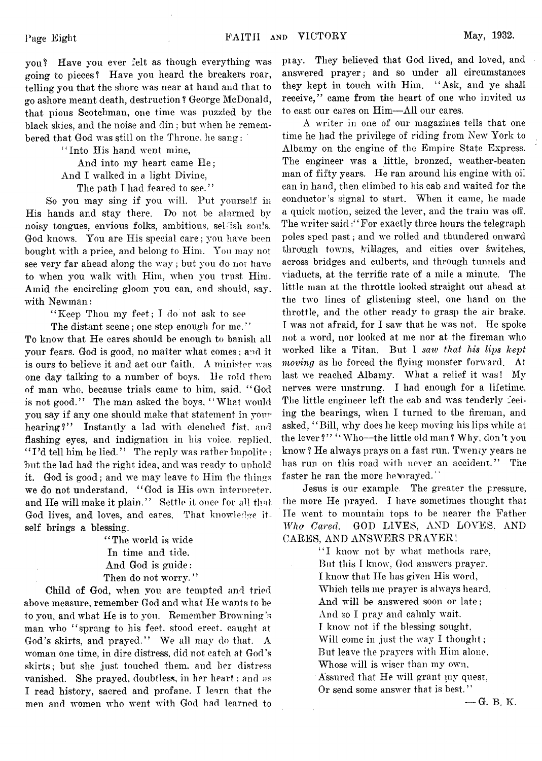you? Have you ever felt as though everything was going to pieces? Have you heard the breakers roar, telling you that the shore was near at hand and that to go ashore meant death, destruction? George McDonald, that pious Scotchman, one time was puzzled by the black skies, and the noise and din; but when he remembered that God was still on the Throne, he sang:

> "Into His hand went mine,
> And into my heart came He;
> And I walked in a light Divine,
> The path I had feared to see."

So you may sing if you will. Put yourself in His hands and stay there. Do not be alarmed by noisy tongues, envious folks, ambitious, selfish souls. God knows. You are His special care; you have been bought with a price, and belong to Him. You may not see very far ahead along the way; but you do not have to when you walk with Him, when you trust Him. Amid the encircling gloom you can, and should, say, with Newman:

> "Keep Thou my feet; I do not ask to see
> The distant scene; one step enough for me."

To know that He cares should be enough to banish all your fears. God is good, no matter what comes; and it is ours to believe it and act our faith. A minister was one day talking to a number of boys. He told them of man who, because trials came to him, said, "God is not good." The man asked the boys, "What would you say if any one should make that statement in your hearing?" Instantly a lad with clenched fist, and flashing eyes, and indignation in his voice, replied, "I'd tell him he lied." The reply was rather impolite; but the lad had the right idea, and was ready to uphold it. God is good; and we may leave to Him the things we do not understand. "God is His own interpreter, and He will make it plain." Settle it once for all that God lives, and loves, and cares. That knowledge itself brings a blessing.

> "The world is wide
> In time and tide.
> And God is guide;
> Then do not worry."

Child of God, when you are tempted and tried above measure, remember God and what He wants to be to you, and what He is to you. Remember Browning's man who "sprang to his feet, stood erect, caught at God's skirts, and prayed." We all may do that. A woman one time, in dire distress, did not catch at God's skirts; but she just touched them, and her distress vanished. She prayed, doubtless, in her heart; and as I read history, sacred and profane, I learn that the men and women who went with God had learned to pray. They believed that God lived, and loved, and answered prayer; and so under all circumstances they kept in touch with Him. "Ask, and ye shall receive," came from the heart of one who invited us to cast our cares on Him—All our cares.

A writer in one of our magazines tells that one time he had the privilege of riding from New York to Albamy on the engine of the Empire State Express. The engineer was a little, bronzed, weather-beaten man of fifty years. He ran around his engine with oil can in hand, then climbed to his cab and waited for the conductor's signal to start. When it came, he made a quick motion, seized the lever, and the train was off. The writer said: "For exactly three hours the telegraph poles sped past; and we rolled and thundered onward through towns, villages, and cities over switches, across bridges and culberts, and through tunnels and viaducts, at the terrific rate of a mile a minute. The little man at the throttle looked straight out ahead at the two lines of glistening steel, one hand on the throttle, and the other ready to grasp the air brake. I was not afraid, for I saw that he was not. He spoke not a word, nor looked at me nor at the fireman who worked like a Titan. But I *saw that his lips kept moving* as he forced the flying monster forward. At last we reached Albamy. What a relief it was! My nerves were unstrung. I had enough for a lifetime. The little engineer left the cab and was tenderly feeling the bearings, when I turned to the fireman, and asked, "Bill, why does he keep moving his lips while at the lever?" "Who—the little old man? Why, don't you know? He always prays on a fast run. Twenty years he has run on this road with never an accident." The faster he ran the more he prayed."

Jesus is our example. The greater the pressure, the more He prayed. I have sometimes thought that He went to mountain tops to be nearer the Father *Who Cared.* GOD LIVES, AND LOVES, AND CARES, AND ANSWERS PRAYER!

> "I know not by what methods rare,
> But this I know, God answers prayer.
> I know that He has given His word,
> Which tells me prayer is always heard.
> And will be answered soon or late;
> And so I pray and calmly wait.
> I know not if the blessing sought,
> Will come in just the way I thought;
> But leave the prayers with Him alone,
> Whose will is wiser than my own,
> Assured that He will grant my quest,
> Or send some answer that is best."

— G. B. K.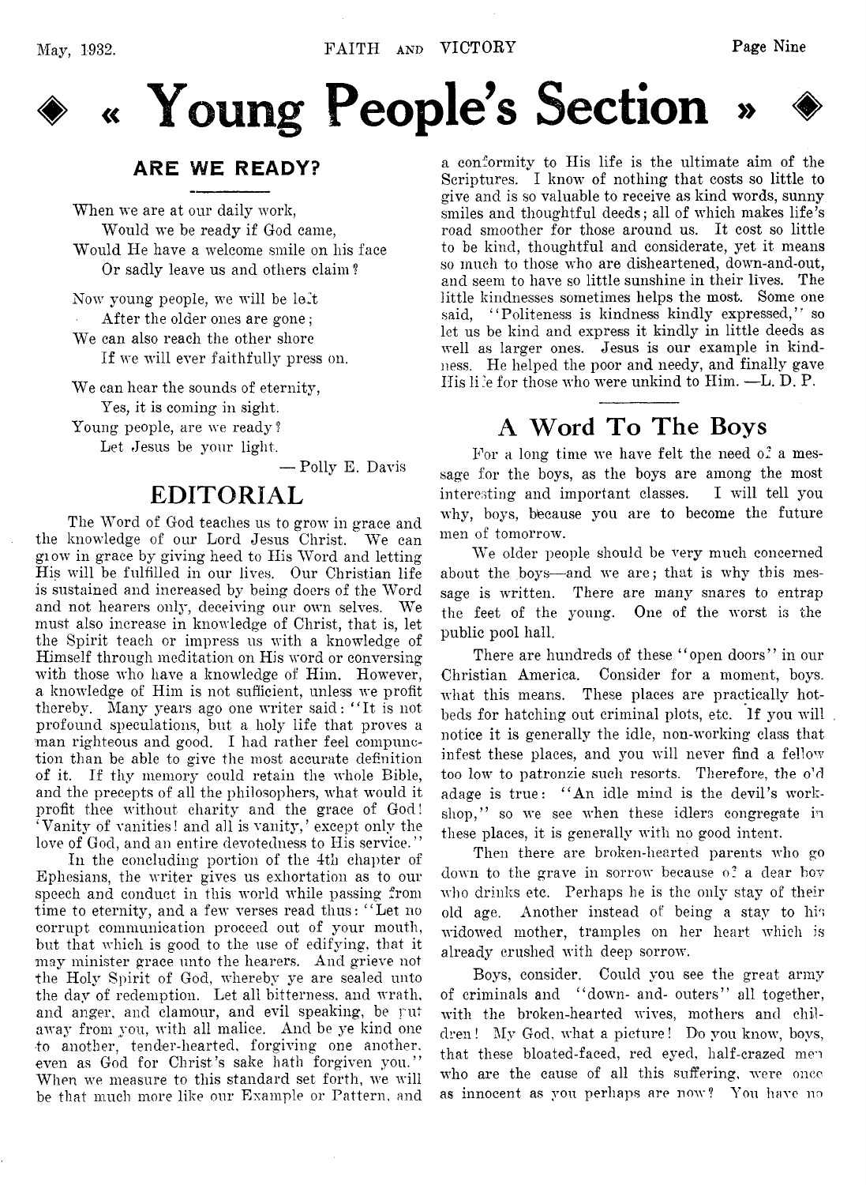# « Young People's Section »

## ARE WE READY?

When we are at our daily work,
Would we be ready if God came,
Would He have a welcome smile on his face
Or sadly leave us and others claim?

Now young people, we will be left
After the older ones are gone;
We can also reach the other shore
If we will ever faithfully press on.

We can hear the sounds of eternity,
Yes, it is coming in sight.
Young people, are we ready?
Let Jesus be your light.

— Polly E. Davis

## EDITORIAL

The Word of God teaches us to grow in grace and the knowledge of our Lord Jesus Christ. We can grow in grace by giving heed to His Word and letting His will be fulfilled in our lives. Our Christian life is sustained and increased by being doers of the Word and not hearers only, deceiving our own selves. We must also increase in knowledge of Christ, that is, let the Spirit teach or impress us with a knowledge of Himself through meditation on His word or conversing with those who have a knowledge of Him. However, a knowledge of Him is not sufficient, unless we profit thereby. Many years ago one writer said: "It is not profound speculations, but a holy life that proves a man righteous and good. I had rather feel compunction than be able to give the most accurate definition of it. If thy memory could retain the whole Bible, and the precepts of all the philosophers, what would it profit thee without charity and the grace of God! 'Vanity of vanities! and all is vanity,' except only the love of God, and an entire devotedness to His service."

In the concluding portion of the 4th chapter of Ephesians, the writer gives us exhortation as to our speech and conduct in this world while passing from time to eternity, and a few verses read thus: "Let no corrupt communication proceed out of your mouth, but that which is good to the use of edifying, that it may minister grace unto the hearers. And grieve not the Holy Spirit of God, whereby ye are sealed unto the day of redemption. Let all bitterness, and wrath, and anger, and clamour, and evil speaking, be put away from you, with all malice. And be ye kind one to another, tender-hearted, forgiving one another, even as God for Christ's sake hath forgiven you." When we measure to this standard set forth, we will be that much more like our Example or Pattern, and a conformity to His life is the ultimate aim of the Scriptures. I know of nothing that costs so little to give and is so valuable to receive as kind words, sunny smiles and thoughtful deeds; all of which makes life's road smoother for those around us. It cost so little to be kind, thoughtful and considerate, yet it means so much to those who are disheartened, down-and-out, and seem to have so little sunshine in their lives. The little kindnesses sometimes helps the most. Some one said, "Politeness is kindness kindly expressed," so let us be kind and express it kindly in little deeds as well as larger ones. Jesus is our example in kindness. He helped the poor and needy, and finally gave His life for those who were unkind to Him. —L. D. P.

## A Word To The Boys

For a long time we have felt the need of a message for the boys, as the boys are among the most interesting and important classes. I will tell you why, boys, because you are to become the future men of tomorrow.

We older people should be very much concerned about the boys—and we are; that is why this message is written. There are many snares to entrap the feet of the young. One of the worst is the public pool hall.

There are hundreds of these "open doors" in our Christian America. Consider for a moment, boys. what this means. These places are practically hotbeds for hatching out criminal plots, etc. If you will notice it is generally the idle, non-working class that infest these places, and you will never find a fellow too low to patronzie such resorts. Therefore, the old adage is true: "An idle mind is the devil's workshop," so we see when these idlers congregate in these places, it is generally with no good intent.

Then there are broken-hearted parents who go down to the grave in sorrow because of a dear boy who drinks etc. Perhaps he is the only stay of their old age. Another instead of being a stay to his widowed mother, tramples on her heart which is already crushed with deep sorrow.

Boys, consider. Could you see the great army of criminals and "down- and- outers" all together, with the broken-hearted wives, mothers and children! My God, what a picture! Do you know, boys, that these bloated-faced, red eyed, half-crazed men who are the cause of all this suffering, were once as innocent as you perhaps are now? You have no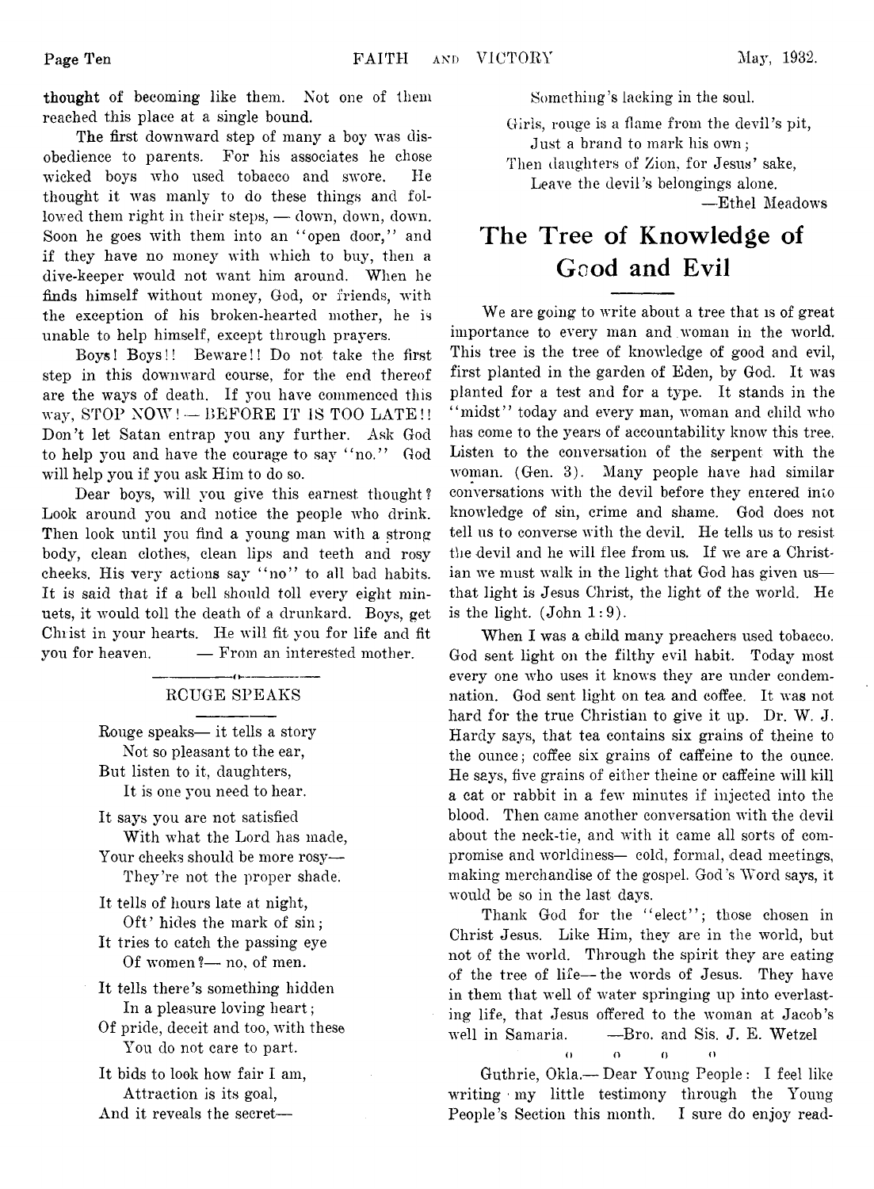thought of becoming like them. Not one of them reached this place at a single bound.

The first downward step of many a boy was disobedience to parents. For his associates he chose wicked boys who used tobacco and swore. He thought it was manly to do these things and followed them right in their steps, — down, down, down. Soon he goes with them into an "open door," and if they have no money with which to buy, then a dive-keeper would not want him around. When he finds himself without money, God, or friends, with the exception of his broken-hearted mother, he is unable to help himself, except through prayers.

Boys! Boys!! Beware!! Do not take the first step in this downward course, for the end thereof are the ways of death. If you have commenced this way, STOP NOW! — BEFORE IT IS TOO LATE!! Don't let Satan entrap you any further. Ask God to help you and have the courage to say "no." God will help you if you ask Him to do so.

Dear boys, will you give this earnest thought? Look around you and notice the people who drink. Then look until you find a young man with a strong body, clean clothes, clean lips and teeth and rosy cheeks. His very actions say "no" to all bad habits. It is said that if a bell should toll every eight minuets, it would toll the death of a drunkard. Boys, get Christ in your hearts. He will fit you for life and fit you for heaven. — From an interested mother.

## ROUGE SPEAKS

Rouge speaks— it tells a story  
Not so pleasant to the ear,  
But listen to it, daughters,  
It is one you need to hear.

It says you are not satisfied  
With what the Lord has made,  
Your cheeks should be more rosy—  
They're not the proper shade.

It tells of hours late at night,  
Oft' hides the mark of sin;  
It tries to catch the passing eye  
Of women?— no, of men.

It tells there's something hidden  
In a pleasure loving heart;  
Of pride, deceit and too, with these  
You do not care to part.

It bids to look how fair I am,  
Attraction is its goal,  
And it reveals the secret—  
Something's lacking in the soul.

Girls, rouge is a flame from the devil's pit,  
Just a brand to mark his own;  
Then daughters of Zion, for Jesus' sake,  
Leave the devil's belongings alone.

—Ethel Meadows

# The Tree of Knowledge of Good and Evil

We are going to write about a tree that is of great importance to every man and woman in the world. This tree is the tree of knowledge of good and evil, first planted in the garden of Eden, by God. It was planted for a test and for a type. It stands in the "midst" today and every man, woman and child who has come to the years of accountability know this tree. Listen to the conversation of the serpent with the woman. (Gen. 3). Many people have had similar conversations with the devil before they entered into knowledge of sin, crime and shame. God does not tell us to converse with the devil. He tells us to resist the devil and he will flee from us. If we are a Christian we must walk in the light that God has given us— that light is Jesus Christ, the light of the world. He is the light. (John 1:9).

When I was a child many preachers used tobacco. God sent light on the filthy evil habit. Today most every one who uses it knows they are under condemnation. God sent light on tea and coffee. It was not hard for the true Christian to give it up. Dr. W. J. Hardy says, that tea contains six grains of theine to the ounce; coffee six grains of caffeine to the ounce. He says, five grains of either theine or caffeine will kill a cat or rabbit in a few minutes if injected into the blood. Then came another conversation with the devil about the neck-tie, and with it came all sorts of compromise and worldiness— cold, formal, dead meetings, making merchandise of the gospel. God's Word says, it would be so in the last days.

Thank God for the "elect"; those chosen in Christ Jesus. Like Him, they are in the world, but not of the world. Through the spirit they are eating of the tree of life— the words of Jesus. They have in them that well of water springing up into everlasting life, that Jesus offered to the woman at Jacob's well in Samaria. —Bro. and Sis. J. E. Wetzel

o o o o

Guthrie, Okla.— Dear Young People: I feel like writing my little testimony through the Young People's Section this month. I sure do enjoy read-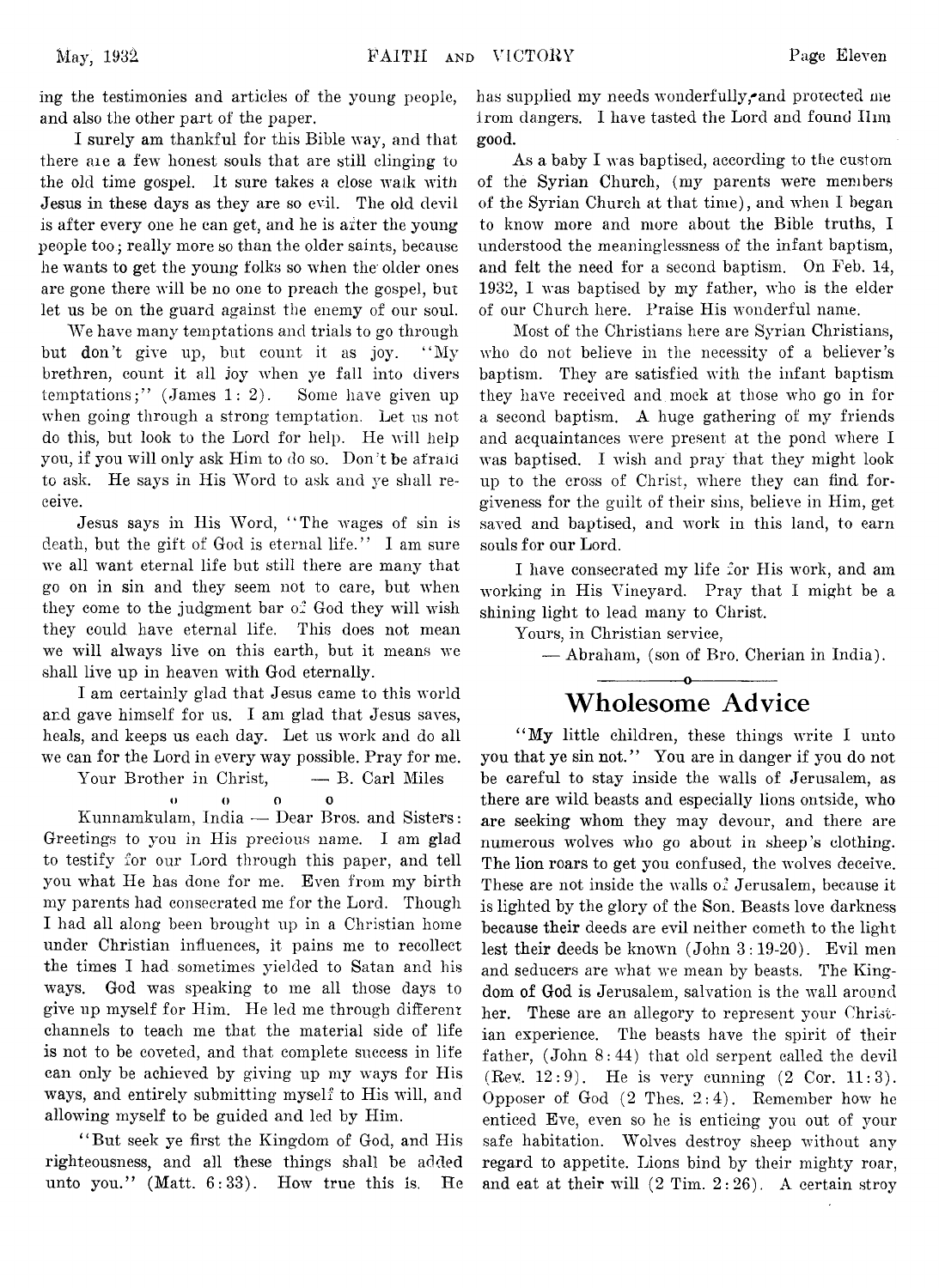ing the testimonies and articles of the young people, and also the other part of the paper.

I surely am thankful for this Bible way, and that there are a few honest souls that are still clinging to the old time gospel. It sure takes a close walk with Jesus in these days as they are so evil. The old devil is after every one he can get, and he is after the young people too; really more so than the older saints, because he wants to get the young folks so when the older ones are gone there will be no one to preach the gospel, but let us be on the guard against the enemy of our soul.

We have many temptations and trials to go through but don't give up, but count it as joy. "My brethren, count it all joy when ye fall into divers temptations;" (James 1: 2). Some have given up when going through a strong temptation. Let us not do this, but look to the Lord for help. He will help you, if you will only ask Him to do so. Don't be afraid to ask. He says in His Word to ask and ye shall receive.

Jesus says in His Word, "The wages of sin is death, but the gift of God is eternal life." I am sure we all want eternal life but still there are many that go on in sin and they seem not to care, but when they come to the judgment bar of God they will wish they could have eternal life. This does not mean we will always live on this earth, but it means we shall live up in heaven with God eternally.

I am certainly glad that Jesus came to this world and gave himself for us. I am glad that Jesus saves, heals, and keeps us each day. Let us work and do all we can for the Lord in every way possible. Pray for me.

Your Brother in Christ, — B. Carl Miles

o o o o

Kunnamkulam, India — Dear Bros. and Sisters: Greetings to you in His precious name. I am glad to testify for our Lord through this paper, and tell you what He has done for me. Even from my birth my parents had consecrated me for the Lord. Though I had all along been brought up in a Christian home under Christian influences, it pains me to recollect the times I had sometimes yielded to Satan and his ways. God was speaking to me all those days to give up myself for Him. He led me through different channels to teach me that the material side of life is not to be coveted, and that complete success in life can only be achieved by giving up my ways for His ways, and entirely submitting myself to His will, and allowing myself to be guided and led by Him.

"But seek ye first the Kingdom of God, and His righteousness, and all these things shall be added unto you." (Matt. 6:33). How true this is. He has supplied my needs wonderfully, and protected me from dangers. I have tasted the Lord and found Him good.

As a baby I was baptised, according to the custom of the Syrian Church, (my parents were members of the Syrian Church at that time), and when I began to know more and more about the Bible truths, I understood the meaninglessness of the infant baptism, and felt the need for a second baptism. On Feb. 14, 1932, I was baptised by my father, who is the elder of our Church here. Praise His wonderful name.

Most of the Christians here are Syrian Christians, who do not believe in the necessity of a believer's baptism. They are satisfied with the infant baptism they have received and mock at those who go in for a second baptism. A huge gathering of my friends and acquaintances were present at the pond where I was baptised. I wish and pray that they might look up to the cross of Christ, where they can find forgiveness for the guilt of their sins, believe in Him, get saved and baptised, and work in this land, to earn souls for our Lord.

I have consecrated my life for His work, and am working in His Vineyard. Pray that I might be a shining light to lead many to Christ.

Yours, in Christian service,

— Abraham, (son of Bro. Cherian in India).

## Wholesome Advice

"My little children, these things write I unto you that ye sin not." You are in danger if you do not be careful to stay inside the walls of Jerusalem, as there are wild beasts and especially lions outside, who are seeking whom they may devour, and there are numerous wolves who go about in sheep's clothing. The lion roars to get you confused, the wolves deceive. These are not inside the walls of Jerusalem, because it is lighted by the glory of the Son. Beasts love darkness because their deeds are evil neither cometh to the light lest their deeds be known (John 3:19-20). Evil men and seducers are what we mean by beasts. The Kingdom of God is Jerusalem, salvation is the wall around her. These are an allegory to represent your Christian experience. The beasts have the spirit of their father, (John 8:44) that old serpent called the devil (Rev. 12:9). He is very cunning (2 Cor. 11:3). Opposer of God (2 Thes. 2:4). Remember how he enticed Eve, even so he is enticing you out of your safe habitation. Wolves destroy sheep without any regard to appetite. Lions bind by their mighty roar, and eat at their will (2 Tim. 2:26). A certain stroy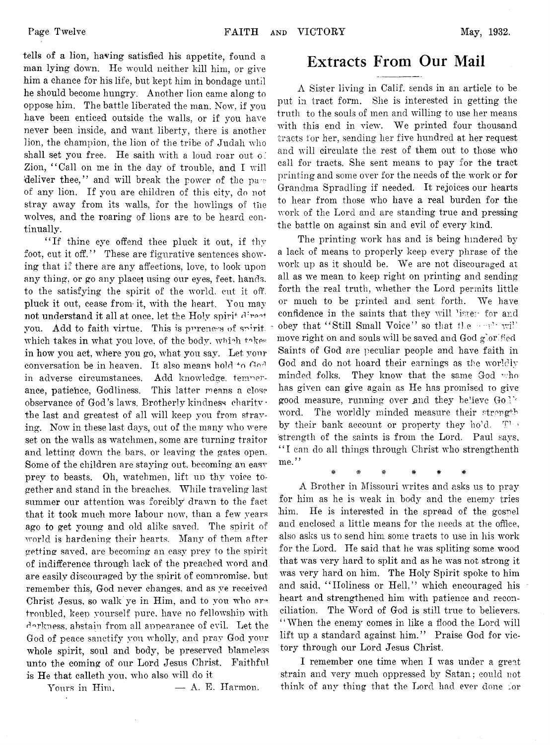tells of a lion, having satisfied his appetite, found a man lying down. He would neither kill him, or give him a chance for his life, but kept him in bondage until he should become hungry. Another lion came along to oppose him. The battle liberated the man. Now, if you have been enticed outside the walls, or if you have never been inside, and want liberty, there is another lion, the champion, the lion of the tribe of Judah who shall set you free. He saith with a loud roar out of Zion, "Call on me in the day of trouble, and I will deliver thee," and will break the power of the paw of any lion. If you are children of this city, do not stray away from its walls, for the howlings of the wolves, and the roaring of lions are to be heard continually.

"If thine eye offend thee pluck it out, if thy foot, cut it off." These are figurative sentences showing that if there are any affections, love, to look upon any thing, or go any place; using our eyes, feet, hands, to the satisfying the spirit of the world, cut it off, pluck it out, cease from it, with the heart. You may not understand it all at once, let the Holy spirit direct you. Add to faith virtue. This is pureness of spirit, which takes in what you love, of the body, which takes in how you act, where you go, what you say. Let your conversation be in heaven. It also means hold to God in adverse circumstances. Add knowledge, temperance, patience, Godliness. This latter means a close observance of God's laws. Brotherly kindness charity: the last and greatest of all will keep you from straying. Now in these last days, out of the many who were set on the walls as watchmen, some are turning traitor and letting down the bars, or leaving the gates open. Some of the children are staying out, becoming an easy prey to beasts. Oh, watchmen, lift up thy voice together and stand in the breaches. While traveling last summer our attention was forcibly drawn to the fact that it took much more labour now, than a few years ago to get young and old alike saved. The spirit of world is hardening their hearts. Many of them after getting saved, are becoming an easy prey to the spirit of indifference through lack of the preached word and are easily discouraged by the spirit of compromise, but remember this, God never changes, and as ye received Christ Jesus, so walk ye in Him, and to you who are troubled, keep yourself pure, have no fellowship with darkness, abstain from all appearance of evil. Let the God of peace sanctify you wholly, and pray God your whole spirit, soul and body, be preserved blameless unto the coming of our Lord Jesus Christ. Faithful is He that calleth you, who also will do it

Yours in Him, — A. E. Harmon.

# Extracts From Our Mail

A Sister living in Calif. sends in an article to be put in tract form. She is interested in getting the truth to the souls of men and willing to use her means with this end in view. We printed four thousand tracts for her, sending her five hundred at her request and will circulate the rest of them out to those who call for tracts. She sent means to pay for the tract printing and some over for the needs of the work or for Grandma Spradling if needed. It rejoices our hearts to hear from those who have a real burden for the work of the Lord and are standing true and pressing the battle on against sin and evil of every kind.

The printing work has and is being hindered by a lack of means to properly keep every phrase of the work up as it should be. We are not discouraged at all as we mean to keep right on printing and sending forth the real truth, whether the Lord permits little or much to be printed and sent forth. We have confidence in the saints that they will listen for and obey that "Still Small Voice" so that the work will move right on and souls will be saved and God glorified. Saints of God are peculiar people and have faith in God and do not hoard their earnings as the worldly minded folks. They know that the same God who has given can give again as He has promised to give good measure, running over and they believe God's word. The worldly minded measure their strength by their bank account or property they hold. The strength of the saints is from the Lord. Paul says, "I can do all things through Christ who strengthenth me."

\* \* \* \* \* \*

A Brother in Missouri writes and asks us to pray for him as he is weak in body and the enemy tries him. He is interested in the spread of the gospel and enclosed a little means for the needs at the office, also asks us to send him some tracts to use in his work for the Lord. He said that he was spliting some wood that was very hard to split and as he was not strong it was very hard on him. The Holy Spirit spoke to him and said, "Holiness or Hell," which encouraged his heart and strengthened him with patience and reconciliation. The Word of God is still true to believers. "When the enemy comes in like a flood the Lord will lift up a standard against him." Praise God for victory through our Lord Jesus Christ.

I remember one time when I was under a great strain and very much oppressed by Satan; could not think of any thing that the Lord had ever done for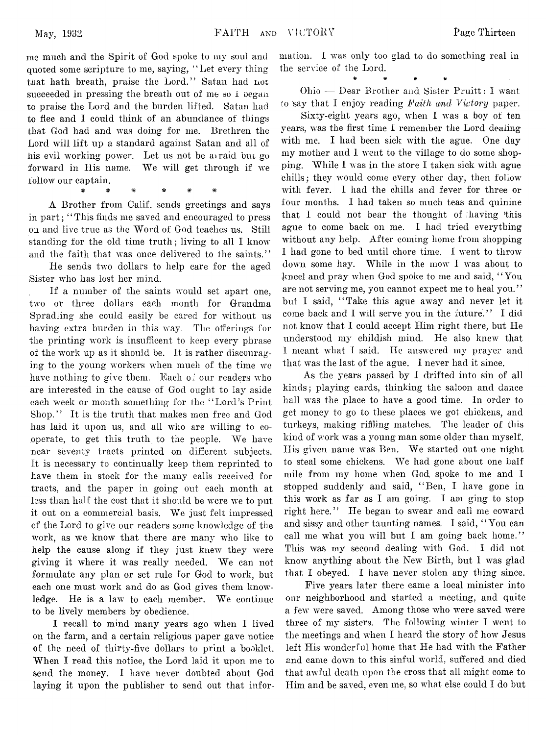me much and the Spirit of God spoke to my soul and quoted some scripture to me, saying, "Let every thing that hath breath, praise the Lord." Satan had not succeeded in pressing the breath out of me so I began to praise the Lord and the burden lifted. Satan had to flee and I could think of an abundance of things that God had and was doing for me. Brethren the Lord will lift up a standard against Satan and all of his evil working power. Let us not be afraid but go forward in His name. We will get through if we follow our captain.

\* \* \* \* \* \*

A Brother from Calif. sends greetings and says in part; "This finds me saved and encouraged to press on and live true as the Word of God teaches us. Still standing for the old time truth; living to all I know and the faith that was once delivered to the saints."

He sends two dollars to help care for the aged Sister who has lost her mind.

If a number of the saints would set apart one, two or three dollars each month for Grandma Spradling she could easily be cared for without us having extra burden in this way. The offerings for the printing work is insuffcent to keep every phrase of the work up as it should be. It is rather discouraging to the young workers when much of the time we have nothing to give them. Each of our readers who are interested in the cause of God ought to lay aside each week or month something for the "Lord's Print Shop." It is the truth that makes men free and God has laid it upon us, and all who are willing to co-operate, to get this truth to the people. We have near seventy tracts printed on different subjects. It is necessary to continually keep them reprinted to have them in stock for the many calls received for tracts, and the paper in going out each month at less than half the cost that it should be were we to put it out on a commercial basis. We just felt impressed of the Lord to give our readers some knowledge of the work, as we know that there are many who like to help the cause along if they just knew they were giving it where it was really needed. We can not formulate any plan or set rule for God to work, but each one must work and do as God gives them knowledge. He is a law to each member. We continue to be lively members by obedience.

I recall to mind many years ago when I lived on the farm, and a certain religious paper gave notice of the need of thirty-five dollars to print a booklet. When I read this notice, the Lord laid it upon me to send the money. I have never doubted about God laying it upon the publisher to send out that information. I was only too glad to do something real in the service of the Lord.

\* \* \* \*

Ohio — Dear Brother and Sister Pruitt: I want to say that I enjoy reading *Faith and Victory* paper.

Sixty-eight years ago, when I was a boy of ten years, was the first time I remember the Lord dealing with me. I had been sick with the ague. One day my mother and I went to the village to do some shopping. While I was in the store I taken sick with ague chills; they would come every other day, then follow with fever. I had the chills and fever for three or four months. I had taken so much teas and quinine that I could not bear the thought of having this ague to come back on me. I had tried everything without any help. After coming home from shopping I had gone to bed until chore time. I went to throw down some hay. While in the mow I was about to kneel and pray when God spoke to me and said, "You are not serving me, you cannot expect me to heal you." but I said, "Take this ague away and never let it come back and I will serve you in the future." I did not know that I could accept Him right there, but He understood my childish mind. He also knew that I meant what I said. He answered my prayer and that was the last of the ague. I never had it since.

As the years passed by I drifted into sin of all kinds; playing cards, thinking the saloon and dance hall was the place to have a good time. In order to get money to go to these places we got chickens, and turkeys, making riffling matches. The leader of this kind of work was a young man some older than myself. His given name was Ben. We started out one night to steal some chickens. We had gone about one half mile from my home when God spoke to me and I stopped suddenly and said, "Ben, I have gone in this work as far as I am going. I am ging to stop right here." He began to swear and call me coward and sissy and other taunting names. I said, "You can call me what you will but I am going back home." This was my second dealing with God. I did not know anything about the New Birth, but I was glad that I obeyed. I have never stolen any thing since.

Five years later there came a local minister into our neighborhood and started a meeting, and quite a few were saved. Among those who were saved were three of my sisters. The following winter I went to the meetings and when I heard the story of how Jesus left His wonderful home that He had with the Father and came down to this sinful world, suffered and died that awful death upon the cross that all might come to Him and be saved, even me, so what else could I do but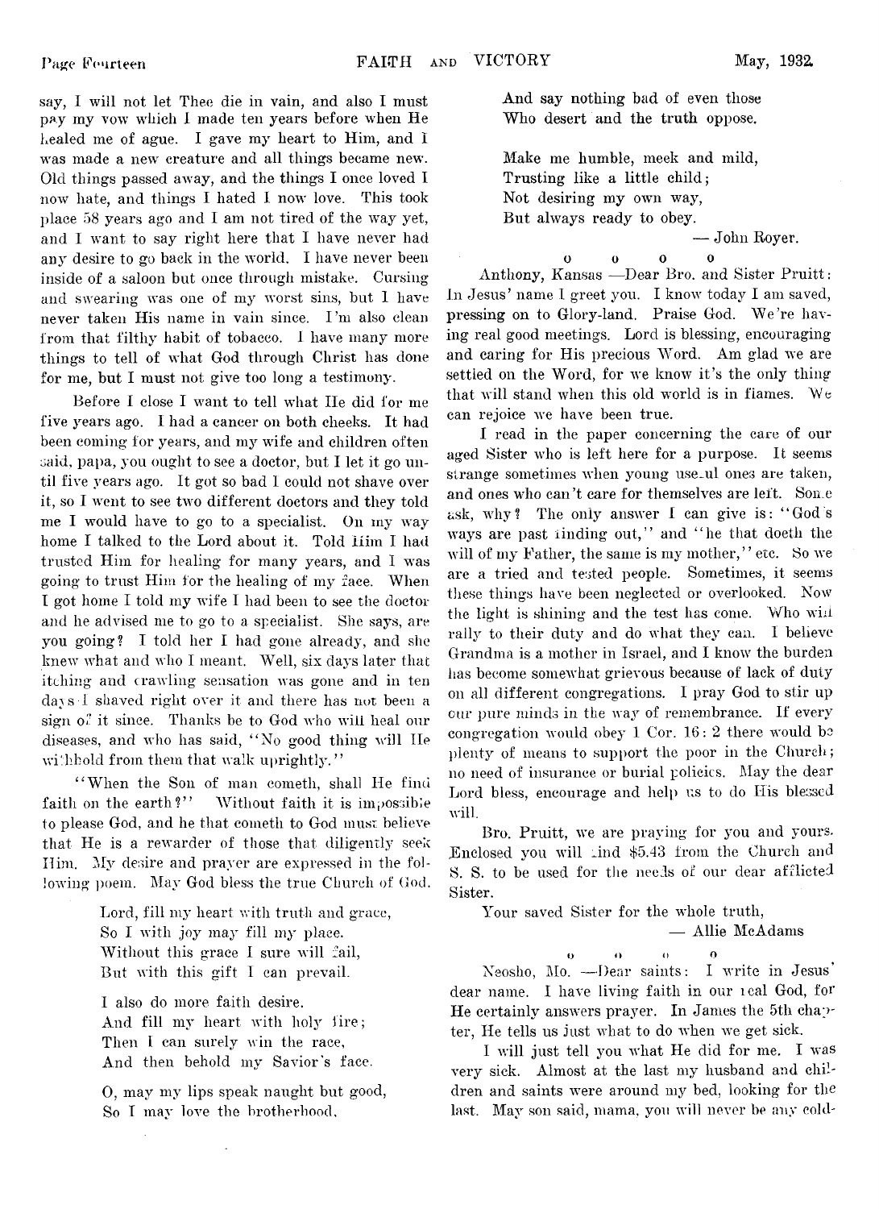say, I will not let Thee die in vain, and also I must pay my vow which I made ten years before when He healed me of ague. I gave my heart to Him, and I was made a new creature and all things became new. Old things passed away, and the things I once loved I now hate, and things I hated I now love. This took place 58 years ago and I am not tired of the way yet, and I want to say right here that I have never had any desire to go back in the world. I have never been inside of a saloon but once through mistake. Cursing and swearing was one of my worst sins, but I have never taken His name in vain since. I'm also clean from that filthy habit of tobacco. I have many more things to tell of what God through Christ has done for me, but I must not give too long a testimony.

Before I close I want to tell what He did for me five years ago. I had a cancer on both cheeks. It had been coming for years, and my wife and children often said, papa, you ought to see a doctor, but I let it go until five years ago. It got so bad I could not shave over it, so I went to see two different doctors and they told me I would have to go to a specialist. On my way home I talked to the Lord about it. Told Him I had trusted Him for healing for many years, and I was going to trust Him for the healing of my face. When I got home I told my wife I had been to see the doctor and he advised me to go to a specialist. She says, are you going? I told her I had gone already, and she knew what and who I meant. Well, six days later that itching and crawling sensation was gone and in ten days I shaved right over it and there has not been a sign of it since. Thanks be to God who will heal our diseases, and who has said, "No good thing will He withhold from them that walk uprightly."

"When the Son of man cometh, shall He find faith on the earth?" Without faith it is impossible to please God, and he that cometh to God must believe that He is a rewarder of those that diligently seek Him. My desire and prayer are expressed in the following poem. May God bless the true Church of God.

> Lord, fill my heart with truth and grace,
> So I with joy may fill my place.
> Without this grace I sure will fail,
> But with this gift I can prevail.
>
> I also do more faith desire.
> And fill my heart with holy fire;
> Then I can surely win the race,
> And then behold my Savior's face.
>
> O, may my lips speak naught but good,
> So I may love the brotherhood,
> And say nothing bad of even those
> Who desert and the truth oppose.
>
> Make me humble, meek and mild,
> Trusting like a little child;
> Not desiring my own way,
> But always ready to obey.

— John Royer.

o o o o

Anthony, Kansas —Dear Bro. and Sister Pruitt: In Jesus' name I greet you. I know today I am saved, pressing on to Glory-land. Praise God. We're having real good meetings. Lord is blessing, encouraging and caring for His precious Word. Am glad we are settled on the Word, for we know it's the only thing that will stand when this old world is in flames. We can rejoice we have been true.

I read in the paper concerning the care of our aged Sister who is left here for a purpose. It seems strange sometimes when young useful ones are taken, and ones who can't care for themselves are left. Some ask, why? The only answer I can give is: "God's ways are past finding out," and "he that doeth the will of my Father, the same is my mother," etc. So we are a tried and tested people. Sometimes, it seems these things have been neglected or overlooked. Now the light is shining and the test has come. Who will rally to their duty and do what they can. I believe Grandma is a mother in Israel, and I know the burden has become somewhat grievous because of lack of duty on all different congregations. I pray God to stir up our pure minds in the way of remembrance. If every congregation would obey 1 Cor. 16: 2 there would be plenty of means to support the poor in the Church; no need of insurance or burial policies. May the dear Lord bless, encourage and help us to do His blessed will.

Bro. Pruitt, we are praying for you and yours. Enclosed you will find $5.43 from the Church and S. S. to be used for the needs of our dear afflicted Sister.

Your saved Sister for the whole truth,

— Allie McAdams

o o o o

Neosho, Mo. —Dear saints: I write in Jesus' dear name. I have living faith in our real God, for He certainly answers prayer. In James the 5th chapter, He tells us just what to do when we get sick.

I will just tell you what He did for me. I was very sick. Almost at the last my husband and children and saints were around my bed, looking for the last. May son said, mama, you will never be any cold-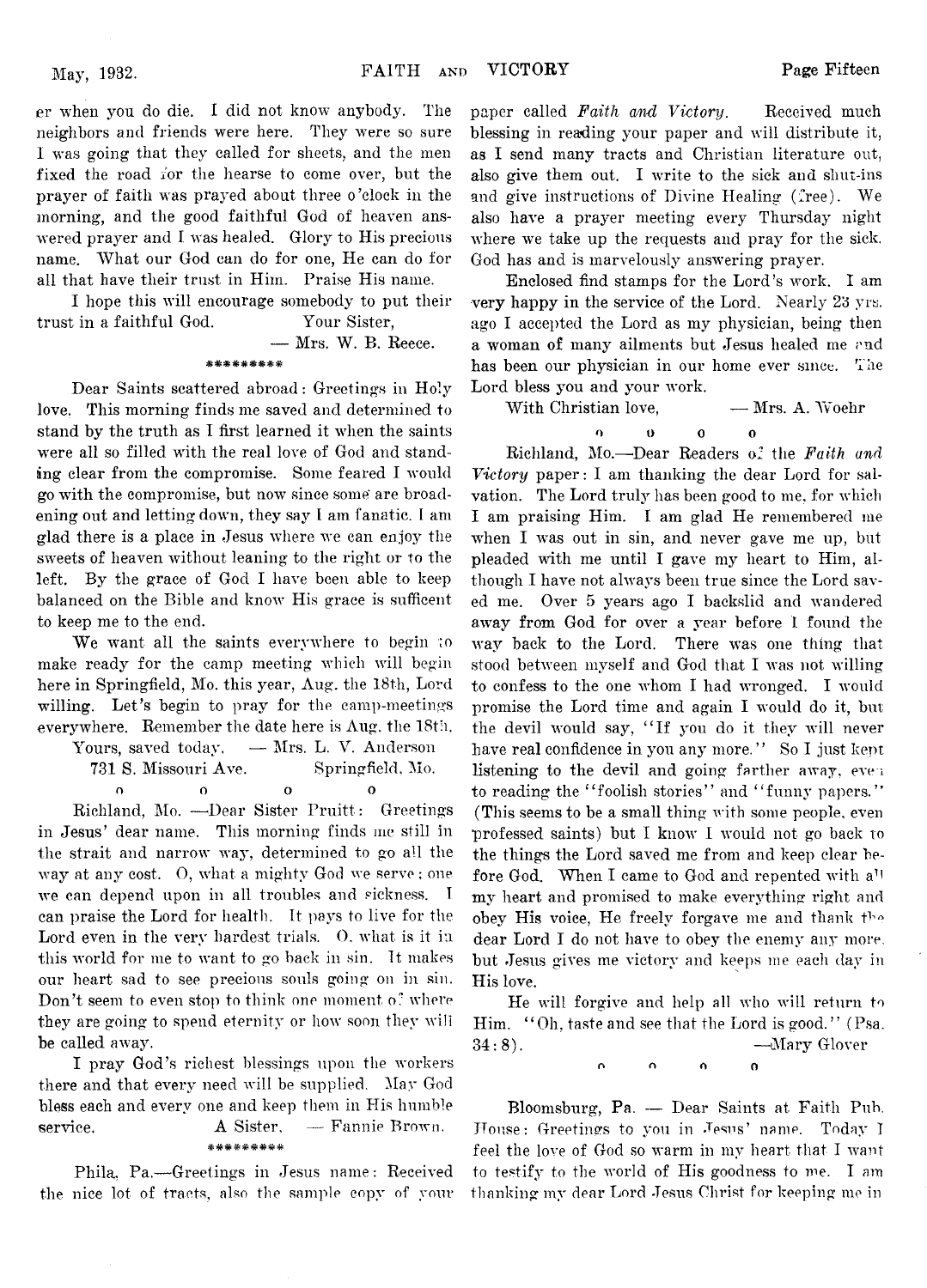er when you do die. I did not know anybody. The neighbors and friends were here. They were so sure I was going that they called for sheets, and the men fixed the road for the hearse to come over, but the prayer of faith was prayed about three o'clock in the morning, and the good faithful God of heaven answered prayer and I was healed. Glory to His precious name. What our God can do for one, He can do for all that have their trust in Him. Praise His name.

I hope this will encourage somebody to put their trust in a faithful God. Your Sister,

— Mrs. W. B. Reece.

\*\*\*\*\*\*\*\*\*

Dear Saints scattered abroad: Greetings in Holy love. This morning finds me saved and determined to stand by the truth as I first learned it when the saints were all so filled with the real love of God and standing clear from the compromise. Some feared I would go with the compromise, but now since some are broadening out and letting down, they say I am fanatic. I am glad there is a place in Jesus where we can enjoy the sweets of heaven without leaning to the right or to the left. By the grace of God I have been able to keep balanced on the Bible and know His grace is sufficent to keep me to the end.

We want all the saints everywhere to begin to make ready for the camp meeting which will begin here in Springfield, Mo. this year, Aug. the 18th, Lord willing. Let's begin to pray for the camp-meetings everywhere. Remember the date here is Aug. the 18th.

Yours, saved today. — Mrs. L. V. Anderson

731 S. Missouri Ave. Springfield, Mo.

o o o o

Richland, Mo. —Dear Sister Pruitt: Greetings in Jesus' dear name. This morning finds me still in the strait and narrow way, determined to go all the way at any cost. O, what a mighty God we serve; one we can depend upon in all troubles and sickness. I can praise the Lord for health. It pays to live for the Lord even in the very hardest trials. O. what is it in this world for me to want to go back in sin. It makes our heart sad to see precious souls going on in sin. Don't seem to even stop to think one moment of where they are going to spend eternity or how soon they will be called away.

I pray God's richest blessings upon the workers there and that every need will be supplied. May God bless each and every one and keep them in His humble service. A Sister. — Fannie Brown.

\*\*\*\*\*\*\*\*\*

Phila, Pa.—Greetings in Jesus name: Received the nice lot of tracts, also the sample copy of your paper called *Faith and Victory*. Received much blessing in reading your paper and will distribute it, as I send many tracts and Christian literature out, also give them out. I write to the sick and shut-ins and give instructions of Divine Healing (free). We also have a prayer meeting every Thursday night where we take up the requests and pray for the sick. God has and is marvelously answering prayer.

Enclosed find stamps for the Lord's work. I am very happy in the service of the Lord. Nearly 23 yrs. ago I accepted the Lord as my physician, being then a woman of many ailments but Jesus healed me and has been our physician in our home ever since. The Lord bless you and your work.

With Christian love, — Mrs. A. Woehr

o o o o

Richland, Mo.—Dear Readers of the *Faith and Victory* paper: I am thanking the dear Lord for salvation. The Lord truly has been good to me, for which I am praising Him. I am glad He remembered me when I was out in sin, and never gave me up, but pleaded with me until I gave my heart to Him, although I have not always been true since the Lord saved me. Over 5 years ago I backslid and wandered away from God for over a year before I found the way back to the Lord. There was one thing that stood between myself and God that I was not willing to confess to the one whom I had wronged. I would promise the Lord time and again I would do it, but the devil would say, "If you do it they will never have real confidence in you any more." So I just kept listening to the devil and going farther away, even to reading the "foolish stories" and "funny papers." (This seems to be a small thing with some people, even professed saints) but I know I would not go back to the things the Lord saved me from and keep clear before God. When I came to God and repented with all my heart and promised to make everything right and obey His voice, He freely forgave me and thank the dear Lord I do not have to obey the enemy any more, but Jesus gives me victory and keeps me each day in His love.

He will forgive and help all who will return to Him. "Oh, taste and see that the Lord is good." (Psa. 34:8). —Mary Glover

o o o o

Bloomsburg, Pa. — Dear Saints at Faith Pub. House: Greetings to you in Jesus' name. Today I feel the love of God so warm in my heart that I want to testify to the world of His goodness to me. I am thanking my dear Lord Jesus Christ for keeping me in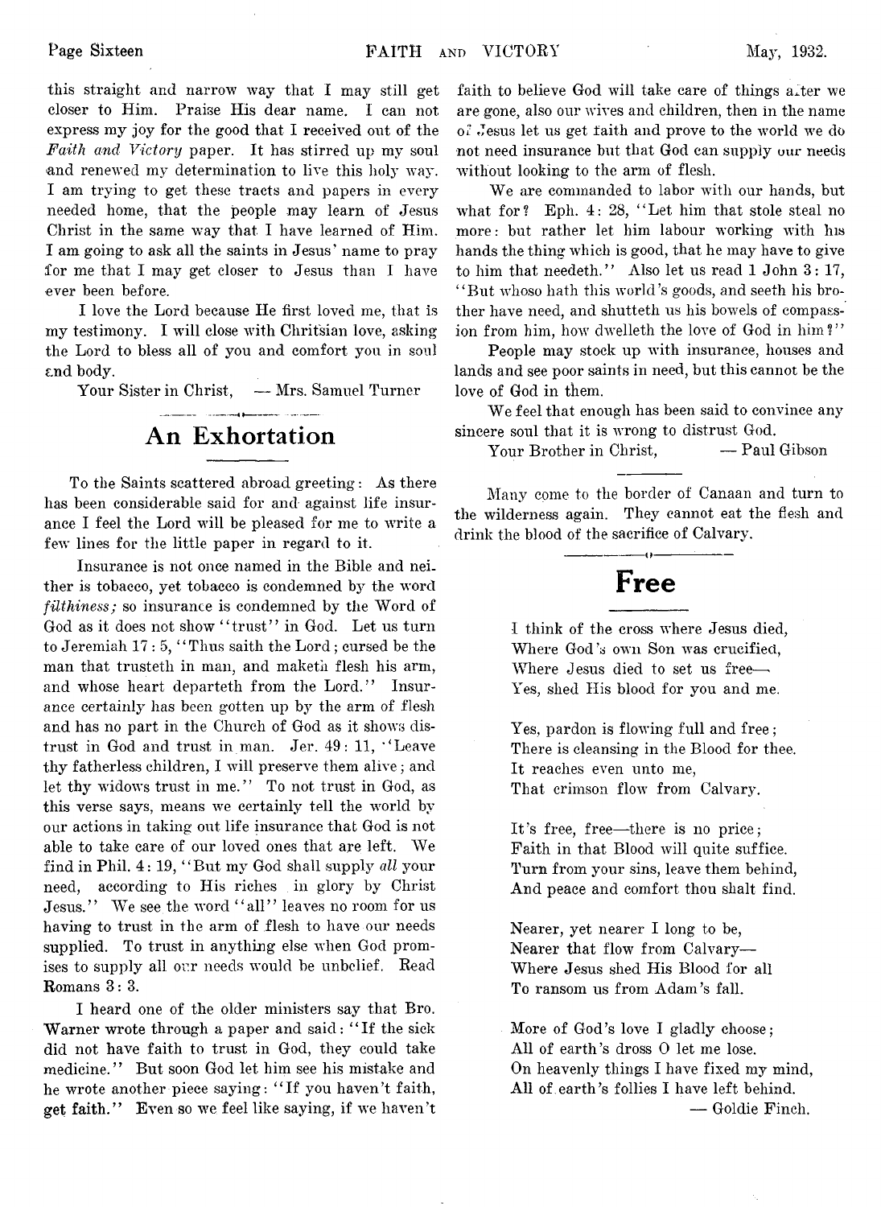this straight and narrow way that I may still get closer to Him. Praise His dear name. I can not express my joy for the good that I received out of the *Faith and Victory* paper. It has stirred up my soul and renewed my determination to live this holy way. I am trying to get these tracts and papers in every needed home, that the people may learn of Jesus Christ in the same way that I have learned of Him. I am going to ask all the saints in Jesus' name to pray for me that I may get closer to Jesus than I have ever been before.

I love the Lord because He first loved me, that is my testimony. I will close with Christian love, asking the Lord to bless all of you and comfort you in soul and body.

Your Sister in Christ, — Mrs. Samuel Turner

## An Exhortation

To the Saints scattered abroad greeting: As there has been considerable said for and against life insurance I feel the Lord will be pleased for me to write a few lines for the little paper in regard to it.

Insurance is not once named in the Bible and neither is tobacco, yet tobacco is condemned by the word *filthiness;* so insurance is condemned by the Word of God as it does not show "trust" in God. Let us turn to Jeremiah 17: 5, "Thus saith the Lord; cursed be the man that trusteth in man, and maketh flesh his arm, and whose heart departeth from the Lord." Insurance certainly has been gotten up by the arm of flesh and has no part in the Church of God as it shows distrust in God and trust in man. Jer. 49: 11, "Leave thy fatherless children, I will preserve them alive; and let thy widows trust in me." To not trust in God, as this verse says, means we certainly tell the world by our actions in taking out life insurance that God is not able to take care of our loved ones that are left. We find in Phil. 4: 19, "But my God shall supply *all* your need, according to His riches in glory by Christ Jesus." We see the word "all" leaves no room for us having to trust in the arm of flesh to have our needs supplied. To trust in anything else when God promises to supply all our needs would be unbelief. Read Romans 3: 3.

I heard one of the older ministers say that Bro. Warner wrote through a paper and said: "If the sick did not have faith to trust in God, they could take medicine." But soon God let him see his mistake and he wrote another piece saying: "If you haven't faith, get faith." Even so we feel like saying, if we haven't faith to believe God will take care of things after we are gone, also our wives and children, then in the name of Jesus let us get faith and prove to the world we do not need insurance but that God can supply our needs without looking to the arm of flesh.

We are commanded to labor with our hands, but what for? Eph. 4: 28, "Let him that stole steal no more: but rather let him labour working with his hands the thing which is good, that he may have to give to him that needeth." Also let us read 1 John 3: 17, "But whoso hath this world's goods, and seeth his brother have need, and shutteth up his bowels of compassion from him, how dwelleth the love of God in him?"

People may stock up with insurance, houses and lands and see poor saints in need, but this cannot be the love of God in them.

We feel that enough has been said to convince any sincere soul that it is wrong to distrust God.

Your Brother in Christ, — Paul Gibson

Many come to the border of Canaan and turn to the wilderness again. They cannot eat the flesh and drink the blood of the sacrifice of Calvary.

## Free

I think of the cross where Jesus died,
Where God's own Son was crucified,
Where Jesus died to set us free—
Yes, shed His blood for you and me.

Yes, pardon is flowing full and free;
There is cleansing in the Blood for thee.
It reaches even unto me,
That crimson flow from Calvary.

It's free, free—there is no price;
Faith in that Blood will quite suffice.
Turn from your sins, leave them behind,
And peace and comfort thou shalt find.

Nearer, yet nearer I long to be,
Nearer that flow from Calvary—
Where Jesus shed His Blood for all
To ransom us from Adam's fall.

More of God's love I gladly choose;
All of earth's dross O let me lose.
On heavenly things I have fixed my mind,
All of earth's follies I have left behind.

— Goldie Finch.